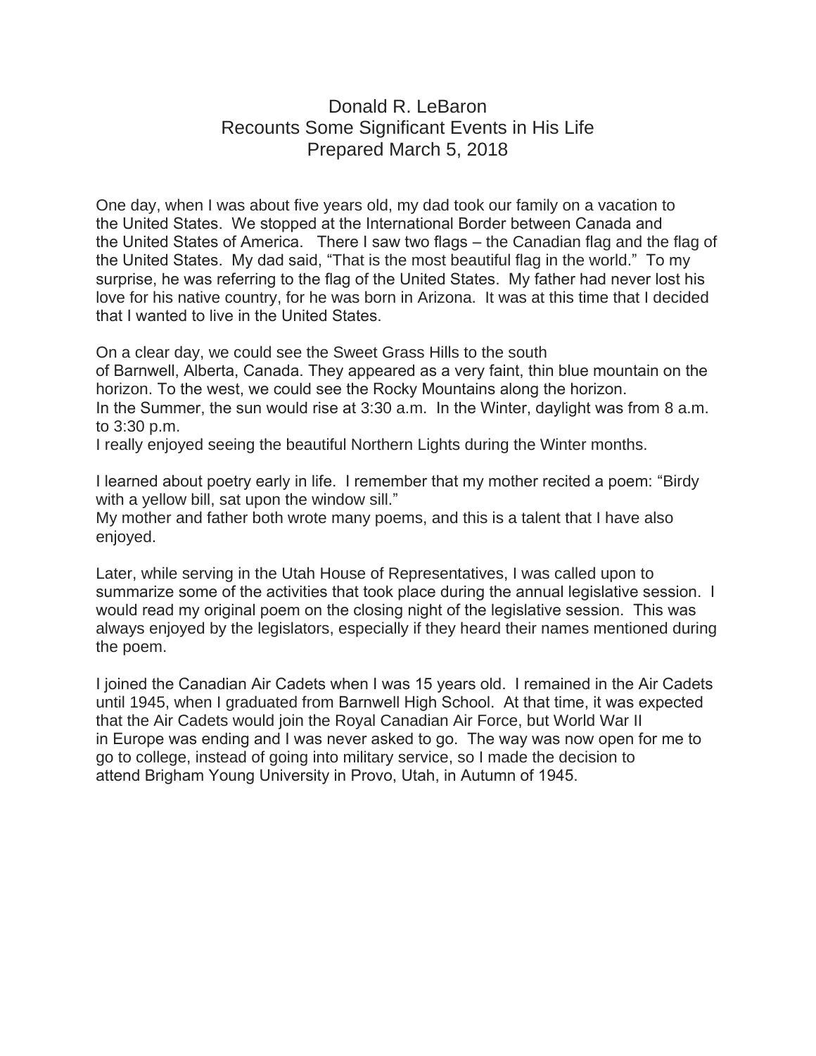# Donald R. LeBaron
## Recounts Some Significant Events in His Life
### Prepared March 5, 2018

One day, when I was about five years old, my dad took our family on a vacation to the United States. We stopped at the International Border between Canada and the United States of America. There I saw two flags – the Canadian flag and the flag of the United States. My dad said, "That is the most beautiful flag in the world." To my surprise, he was referring to the flag of the United States. My father had never lost his love for his native country, for he was born in Arizona. It was at this time that I decided that I wanted to live in the United States.

On a clear day, we could see the Sweet Grass Hills to the south of Barnwell, Alberta, Canada. They appeared as a very faint, thin blue mountain on the horizon. To the west, we could see the Rocky Mountains along the horizon.
In the Summer, the sun would rise at 3:30 a.m. In the Winter, daylight was from 8 a.m. to 3:30 p.m.
I really enjoyed seeing the beautiful Northern Lights during the Winter months.

I learned about poetry early in life. I remember that my mother recited a poem: "Birdy with a yellow bill, sat upon the window sill."
My mother and father both wrote many poems, and this is a talent that I have also enjoyed.

Later, while serving in the Utah House of Representatives, I was called upon to summarize some of the activities that took place during the annual legislative session. I would read my original poem on the closing night of the legislative session. This was always enjoyed by the legislators, especially if they heard their names mentioned during the poem.

I joined the Canadian Air Cadets when I was 15 years old. I remained in the Air Cadets until 1945, when I graduated from Barnwell High School. At that time, it was expected that the Air Cadets would join the Royal Canadian Air Force, but World War II in Europe was ending and I was never asked to go. The way was now open for me to go to college, instead of going into military service, so I made the decision to attend Brigham Young University in Provo, Utah, in Autumn of 1945.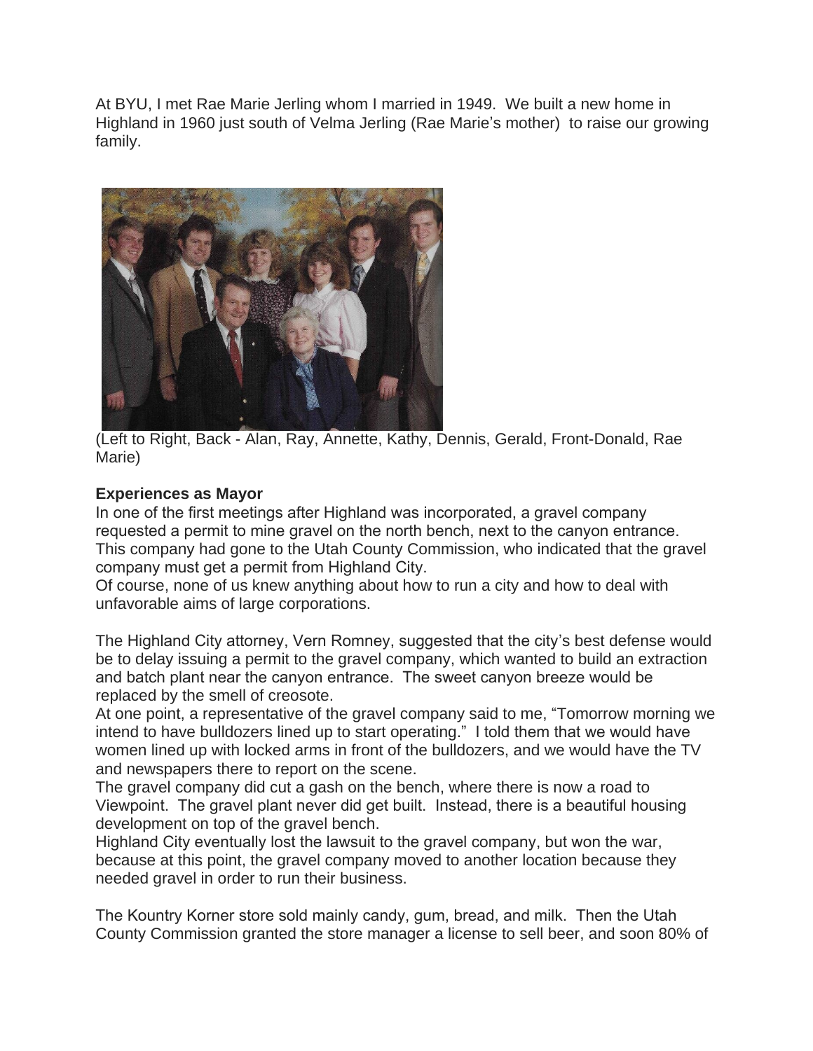At BYU, I met Rae Marie Jerling whom I married in 1949. We built a new home in Highland in 1960 just south of Velma Jerling (Rae Marie's mother) to raise our growing family.

(Left to Right, Back - Alan, Ray, Annette, Kathy, Dennis, Gerald, Front-Donald, Rae Marie)

**Experiences as Mayor**

In one of the first meetings after Highland was incorporated, a gravel company requested a permit to mine gravel on the north bench, next to the canyon entrance. This company had gone to the Utah County Commission, who indicated that the gravel company must get a permit from Highland City.

Of course, none of us knew anything about how to run a city and how to deal with unfavorable aims of large corporations.

The Highland City attorney, Vern Romney, suggested that the city's best defense would be to delay issuing a permit to the gravel company, which wanted to build an extraction and batch plant near the canyon entrance. The sweet canyon breeze would be replaced by the smell of creosote.

At one point, a representative of the gravel company said to me, "Tomorrow morning we intend to have bulldozers lined up to start operating." I told them that we would have women lined up with locked arms in front of the bulldozers, and we would have the TV and newspapers there to report on the scene.

The gravel company did cut a gash on the bench, where there is now a road to Viewpoint. The gravel plant never did get built. Instead, there is a beautiful housing development on top of the gravel bench.

Highland City eventually lost the lawsuit to the gravel company, but won the war, because at this point, the gravel company moved to another location because they needed gravel in order to run their business.

The Kountry Korner store sold mainly candy, gum, bread, and milk. Then the Utah County Commission granted the store manager a license to sell beer, and soon 80% of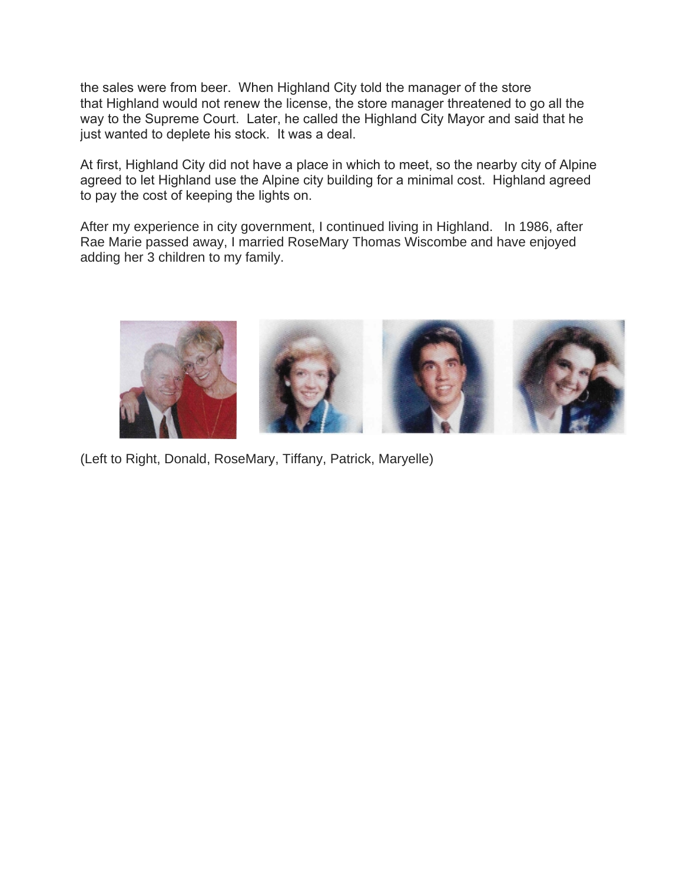the sales were from beer. When Highland City told the manager of the store that Highland would not renew the license, the store manager threatened to go all the way to the Supreme Court. Later, he called the Highland City Mayor and said that he just wanted to deplete his stock. It was a deal.

At first, Highland City did not have a place in which to meet, so the nearby city of Alpine agreed to let Highland use the Alpine city building for a minimal cost. Highland agreed to pay the cost of keeping the lights on.

After my experience in city government, I continued living in Highland. In 1986, after Rae Marie passed away, I married RoseMary Thomas Wiscombe and have enjoyed adding her 3 children to my family.

(Left to Right, Donald, RoseMary, Tiffany, Patrick, Maryelle)